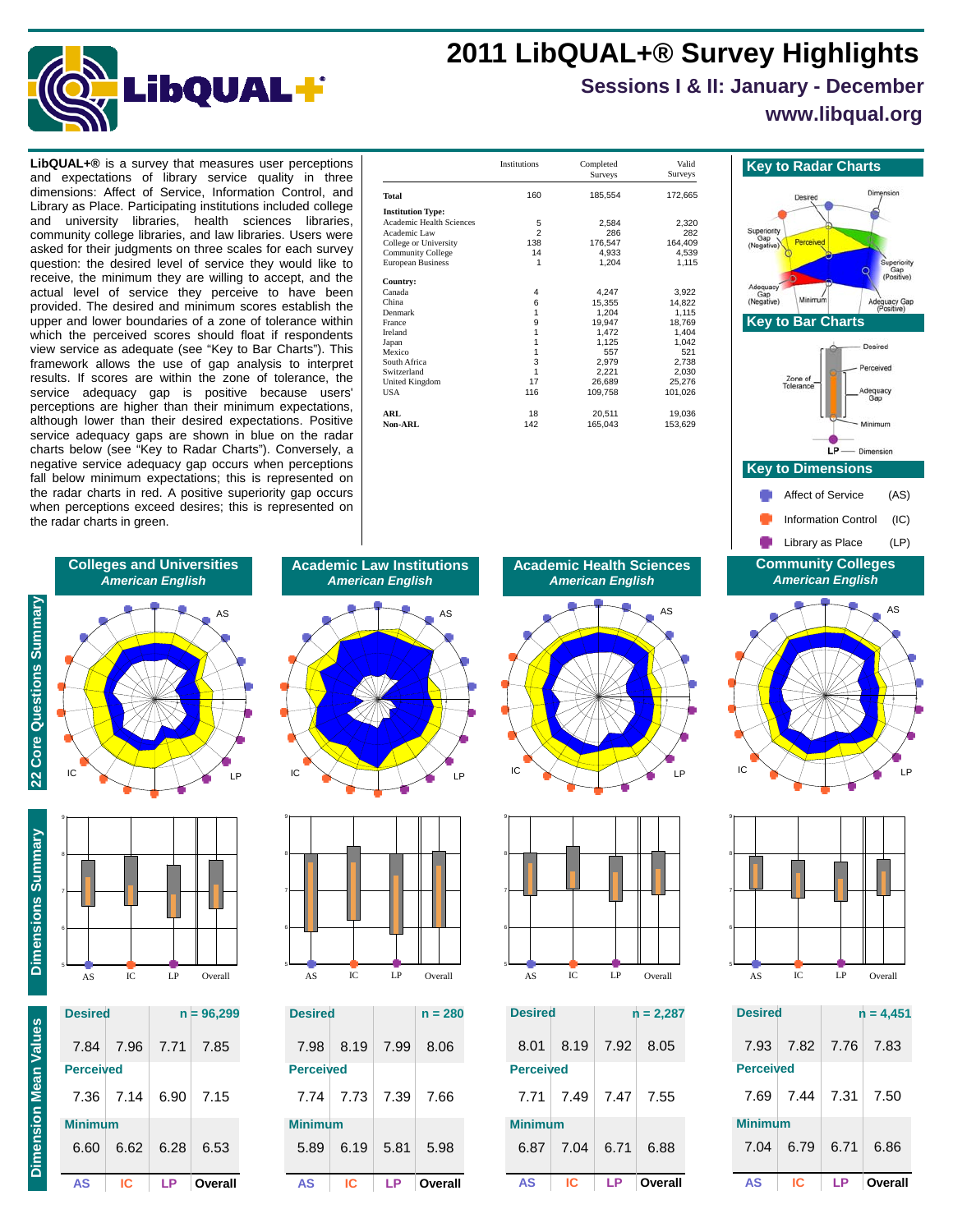# 2011 LibQUAL+® Survey Highlights

## Sessions I & II: January - December

## www.libqual.org

**LibQUAL+®** is a survey that measures user perceptions and expectations of library service quality in three dimensions: Affect of Service, Information Control, and Library as Place. Participating institutions included college and university libraries, health sciences libraries, community college libraries, and law libraries. Users were asked for their judgments on three scales for each survey question: the desired level of service they would like to receive, the minimum they are willing to accept, and the actual level of service they perceive to have been provided. The desired and minimum scores establish the upper and lower boundaries of a zone of tolerance within which the perceived scores should float if respondents view service as adequate (see "Key to Bar Charts"). This framework allows the use of gap analysis to interpret results. If scores are within the zone of tolerance, the service adequacy gap is positive because users' perceptions are higher than their minimum expectations, although lower than their desired expectations. Positive service adequacy gaps are shown in blue on the radar charts below (see "Key to Radar Charts"). Conversely, a negative service adequacy gap occurs when perceptions fall below minimum expectations; this is represented on the radar charts in red. A positive superiority gap occurs when perceptions exceed desires; this is represented on the radar charts in green.

| | Institutions | Completed Surveys | Valid Surveys |
|---|---|---|---|
| **Total** | 160 | 185,554 | 172,665 |
| **Institution Type:** | | | |
| Academic Health Sciences | 5 | 2,584 | 2,320 |
| Academic Law | 2 | 286 | 282 |
| College or University | 138 | 176,547 | 164,409 |
| Community College | 14 | 4,933 | 4,539 |
| European Business | 1 | 1,204 | 1,115 |
| **Country:** | | | |
| Canada | 4 | 4,247 | 3,922 |
| China | 6 | 15,355 | 14,822 |
| Denmark | 1 | 1,204 | 1,115 |
| France | 9 | 19,947 | 18,769 |
| Ireland | 1 | 1,472 | 1,404 |
| Japan | 1 | 1,125 | 1,042 |
| Mexico | 1 | 557 | 521 |
| South Africa | 3 | 2,979 | 2,738 |
| Switzerland | 1 | 2,221 | 2,030 |
| United Kingdom | 17 | 26,689 | 25,276 |
| USA | 116 | 109,758 | 101,026 |
| **ARL** | 18 | 20,511 | 19,036 |
| **Non-ARL** | 142 | 165,043 | 153,629 |

### Key to Radar Charts

Desired, Dimension, Superiority Gap (Negative), Perceived, Superiority Gap (Positive), Adequacy Gap (Negative), Minimum, Adequacy Gap (Positive)

### Key to Bar Charts

Desired, Perceived, Zone of Tolerance, Adequacy Gap, Minimum, LP — Dimension

### Key to Dimensions

- Affect of Service (AS)
- Information Control (IC)
- Library as Place (LP)

## 22 Core Questions Summary / Dimensions Summary / Dimension Mean Values

### Colleges and Universities — *American English*

| Desired (n = 96,299) | AS | IC | LP | Overall |
|---|---|---|---|---|
| Desired | 7.84 | 7.96 | 7.71 | 7.85 |
| Perceived | 7.36 | 7.14 | 6.90 | 7.15 |
| Minimum | 6.60 | 6.62 | 6.28 | 6.53 |

### Academic Law Institutions — *American English*

| (n = 280) | AS | IC | LP | Overall |
|---|---|---|---|---|
| Desired | 7.98 | 8.19 | 7.99 | 8.06 |
| Perceived | 7.74 | 7.73 | 7.39 | 7.66 |
| Minimum | 5.89 | 6.19 | 5.81 | 5.98 |

### Academic Health Sciences — *American English*

| (n = 2,287) | AS | IC | LP | Overall |
|---|---|---|---|---|
| Desired | 8.01 | 8.19 | 7.92 | 8.05 |
| Perceived | 7.71 | 7.49 | 7.47 | 7.55 |
| Minimum | 6.87 | 7.04 | 6.71 | 6.88 |

### Community Colleges — *American English*

| (n = 4,451) | AS | IC | LP | Overall |
|---|---|---|---|---|
| Desired | 7.93 | 7.82 | 7.76 | 7.83 |
| Perceived | 7.69 | 7.44 | 7.31 | 7.50 |
| Minimum | 7.04 | 6.79 | 6.71 | 6.86 |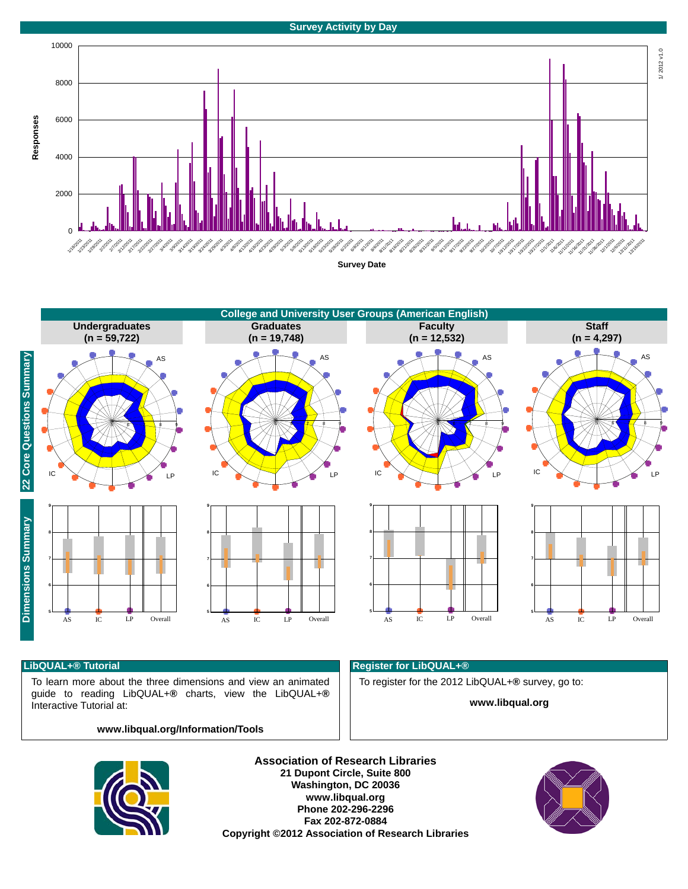## Survey Activity by Day

Responses

10000
8000
6000
4000
2000
0

Survey Date

1/ 2012 v1.0

## College and University User Groups (American English)

**Undergraduates (n = 59,722)**

**Graduates (n = 19,748)**

**Faculty (n = 12,532)**

**Staff (n = 4,297)**

22 Core Questions Summary

AS IC LP

Dimensions Summary

AS IC LP Overall

## LibQUAL+® Tutorial

To learn more about the three dimensions and view an animated guide to reading LibQUAL+® charts, view the LibQUAL+® Interactive Tutorial at:

**www.libqual.org/Information/Tools**

## Register for LibQUAL+®

To register for the 2012 LibQUAL+® survey, go to:

**www.libqual.org**

**Association of Research Libraries**
**21 Dupont Circle, Suite 800**
**Washington, DC 20036**
**www.libqual.org**
**Phone 202-296-2296**
**Fax 202-872-0884**
**Copyright ©2012 Association of Research Libraries**